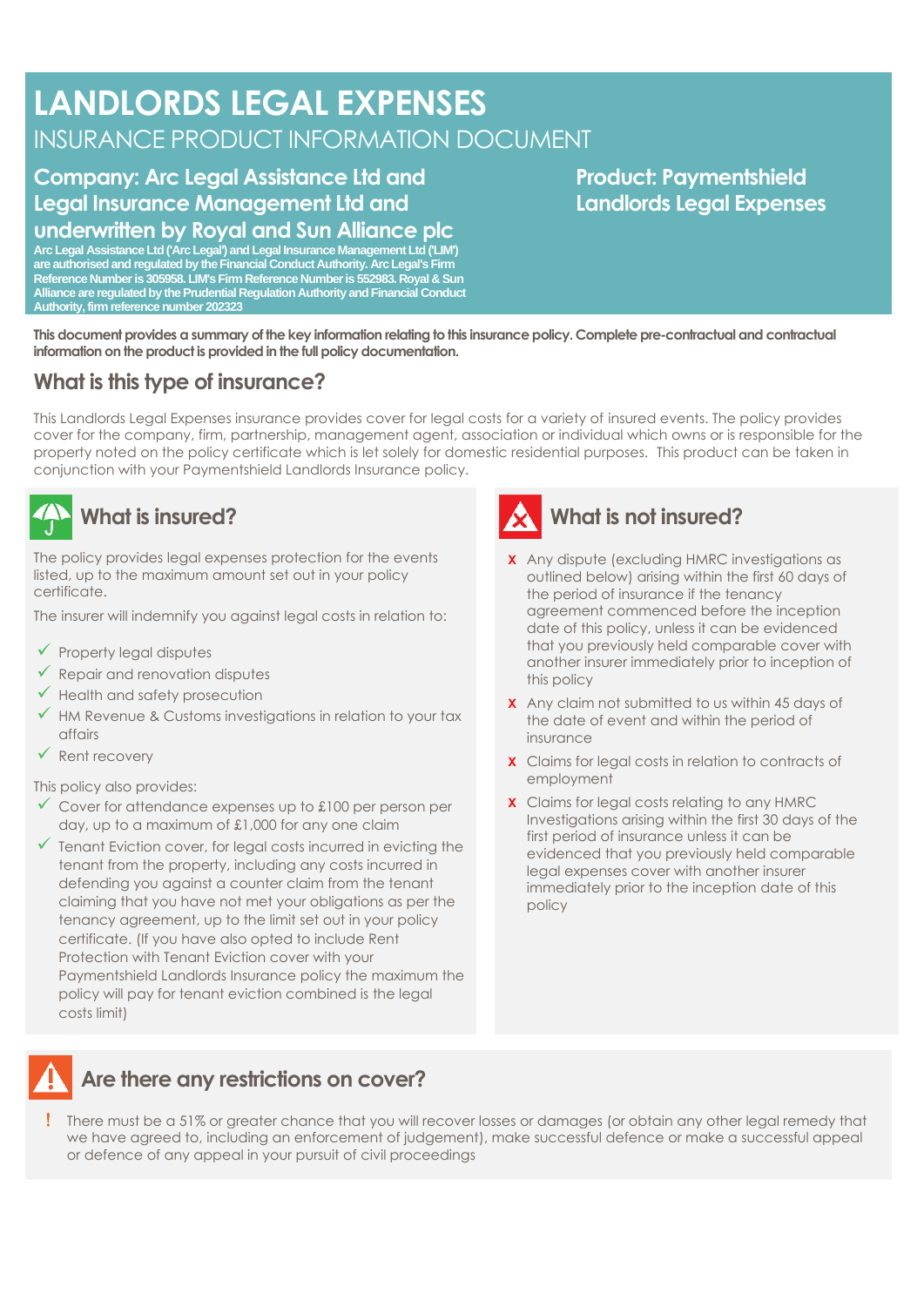# LANDLORDS LEGAL EXPENSES

## INSURANCE PRODUCT INFORMATION DOCUMENT

**Company: Arc Legal Assistance Ltd and Legal Insurance Management Ltd and underwritten by Royal and Sun Alliance plc**

**Arc Legal Assistance Ltd ('Arc Legal') and Legal Insurance Management Ltd ('LIM') are authorised and regulated by the Financial Conduct Authority. Arc Legal's Firm Reference Number is 305958. LIM's Firm Reference Number is 552983. Royal & Sun Alliance are regulated by the Prudential Regulation Authority and Financial Conduct Authority, firm reference number 202323**

**Product: Paymentshield Landlords Legal Expenses**

**This document provides a summary of the key information relating to this insurance policy. Complete pre-contractual and contractual information on the product is provided in the full policy documentation.**

## What is this type of insurance?

This Landlords Legal Expenses insurance provides cover for legal costs for a variety of insured events. The policy provides cover for the company, firm, partnership, management agent, association or individual which owns or is responsible for the property noted on the policy certificate which is let solely for domestic residential purposes. This product can be taken in conjunction with your Paymentshield Landlords Insurance policy.

## What is insured?

The policy provides legal expenses protection for the events listed, up to the maximum amount set out in your policy certificate.

The insurer will indemnify you against legal costs in relation to:

- ✓ Property legal disputes
- ✓ Repair and renovation disputes
- ✓ Health and safety prosecution
- ✓ HM Revenue & Customs investigations in relation to your tax affairs
- ✓ Rent recovery

This policy also provides:

- ✓ Cover for attendance expenses up to £100 per person per day, up to a maximum of £1,000 for any one claim
- ✓ Tenant Eviction cover, for legal costs incurred in evicting the tenant from the property, including any costs incurred in defending you against a counter claim from the tenant claiming that you have not met your obligations as per the tenancy agreement, up to the limit set out in your policy certificate. (If you have also opted to include Rent Protection with Tenant Eviction cover with your Paymentshield Landlords Insurance policy the maximum the policy will pay for tenant eviction combined is the legal costs limit)

## What is not insured?

- x Any dispute (excluding HMRC investigations as outlined below) arising within the first 60 days of the period of insurance if the tenancy agreement commenced before the inception date of this policy, unless it can be evidenced that you previously held comparable cover with another insurer immediately prior to inception of this policy
- x Any claim not submitted to us within 45 days of the date of event and within the period of insurance
- x Claims for legal costs in relation to contracts of employment
- x Claims for legal costs relating to any HMRC Investigations arising within the first 30 days of the first period of insurance unless it can be evidenced that you previously held comparable legal expenses cover with another insurer immediately prior to the inception date of this policy

## Are there any restrictions on cover?

! There must be a 51% or greater chance that you will recover losses or damages (or obtain any other legal remedy that we have agreed to, including an enforcement of judgement), make successful defence or make a successful appeal or defence of any appeal in your pursuit of civil proceedings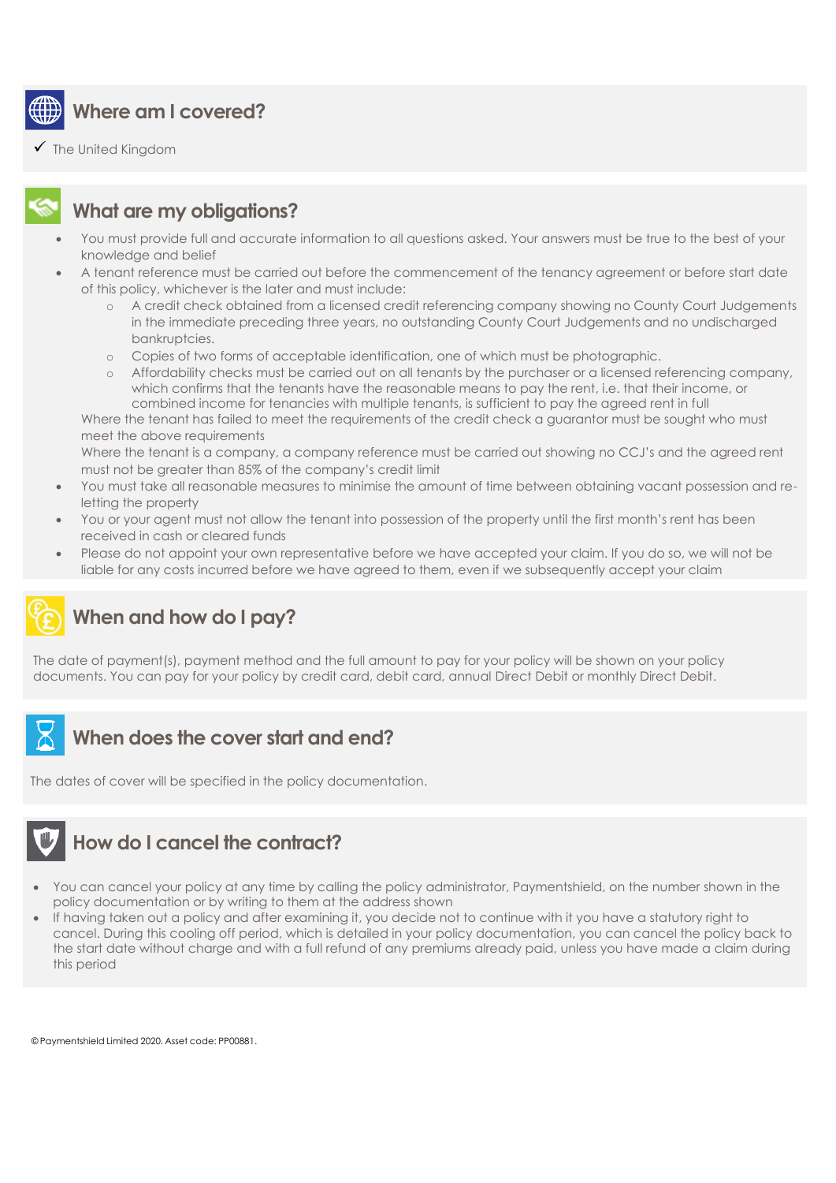## Where am I covered?

- ✓ The United Kingdom

## What are my obligations?

- You must provide full and accurate information to all questions asked. Your answers must be true to the best of your knowledge and belief
- A tenant reference must be carried out before the commencement of the tenancy agreement or before start date of this policy, whichever is the later and must include:
  - A credit check obtained from a licensed credit referencing company showing no County Court Judgements in the immediate preceding three years, no outstanding County Court Judgements and no undischarged bankruptcies.
  - Copies of two forms of acceptable identification, one of which must be photographic.
  - Affordability checks must be carried out on all tenants by the purchaser or a licensed referencing company, which confirms that the tenants have the reasonable means to pay the rent, i.e. that their income, or combined income for tenancies with multiple tenants, is sufficient to pay the agreed rent in full

  Where the tenant has failed to meet the requirements of the credit check a guarantor must be sought who must meet the above requirements

  Where the tenant is a company, a company reference must be carried out showing no CCJ's and the agreed rent must not be greater than 85% of the company's credit limit
- You must take all reasonable measures to minimise the amount of time between obtaining vacant possession and re-letting the property
- You or your agent must not allow the tenant into possession of the property until the first month's rent has been received in cash or cleared funds
- Please do not appoint your own representative before we have accepted your claim. If you do so, we will not be liable for any costs incurred before we have agreed to them, even if we subsequently accept your claim

## When and how do I pay?

The date of payment(s), payment method and the full amount to pay for your policy will be shown on your policy documents. You can pay for your policy by credit card, debit card, annual Direct Debit or monthly Direct Debit.

## When does the cover start and end?

The dates of cover will be specified in the policy documentation.

## How do I cancel the contract?

- You can cancel your policy at any time by calling the policy administrator, Paymentshield, on the number shown in the policy documentation or by writing to them at the address shown
- If having taken out a policy and after examining it, you decide not to continue with it you have a statutory right to cancel. During this cooling off period, which is detailed in your policy documentation, you can cancel the policy back to the start date without charge and with a full refund of any premiums already paid, unless you have made a claim during this period

© Paymentshield Limited 2020. Asset code: PP00881.